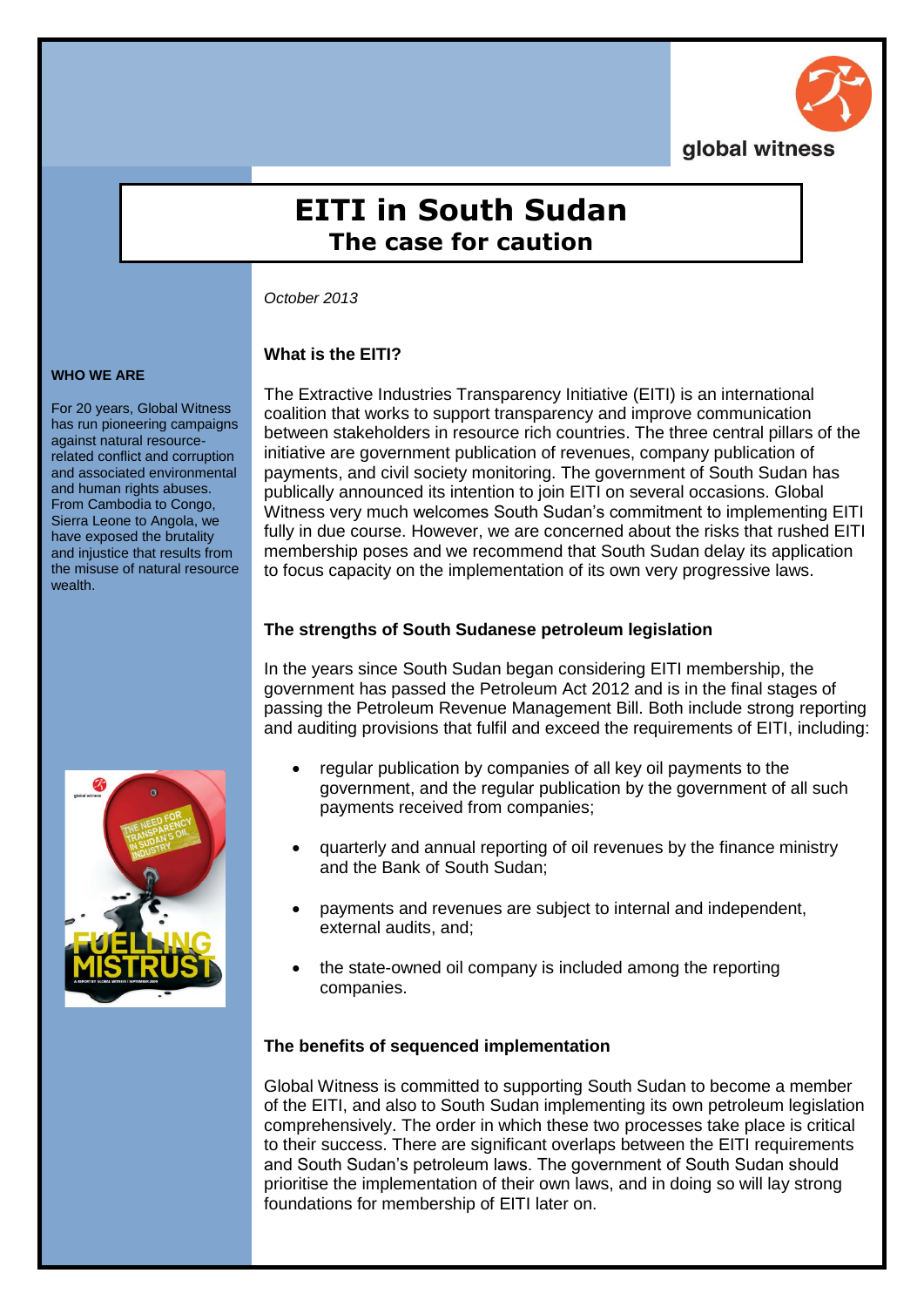global witness

# EITI in South Sudan
## The case for caution

*October 2013*

**WHO WE ARE**

For 20 years, Global Witness has run pioneering campaigns against natural resource-related conflict and corruption and associated environmental and human rights abuses. From Cambodia to Congo, Sierra Leone to Angola, we have exposed the brutality and injustice that results from the misuse of natural resource wealth.

### What is the EITI?

The Extractive Industries Transparency Initiative (EITI) is an international coalition that works to support transparency and improve communication between stakeholders in resource rich countries. The three central pillars of the initiative are government publication of revenues, company publication of payments, and civil society monitoring. The government of South Sudan has publically announced its intention to join EITI on several occasions. Global Witness very much welcomes South Sudan's commitment to implementing EITI fully in due course. However, we are concerned about the risks that rushed EITI membership poses and we recommend that South Sudan delay its application to focus capacity on the implementation of its own very progressive laws.

### The strengths of South Sudanese petroleum legislation

In the years since South Sudan began considering EITI membership, the government has passed the Petroleum Act 2012 and is in the final stages of passing the Petroleum Revenue Management Bill. Both include strong reporting and auditing provisions that fulfil and exceed the requirements of EITI, including:

- regular publication by companies of all key oil payments to the government, and the regular publication by the government of all such payments received from companies;
- quarterly and annual reporting of oil revenues by the finance ministry and the Bank of South Sudan;
- payments and revenues are subject to internal and independent, external audits, and;
- the state-owned oil company is included among the reporting companies.

### The benefits of sequenced implementation

Global Witness is committed to supporting South Sudan to become a member of the EITI, and also to South Sudan implementing its own petroleum legislation comprehensively. The order in which these two processes take place is critical to their success. There are significant overlaps between the EITI requirements and South Sudan's petroleum laws. The government of South Sudan should prioritise the implementation of their own laws, and in doing so will lay strong foundations for membership of EITI later on.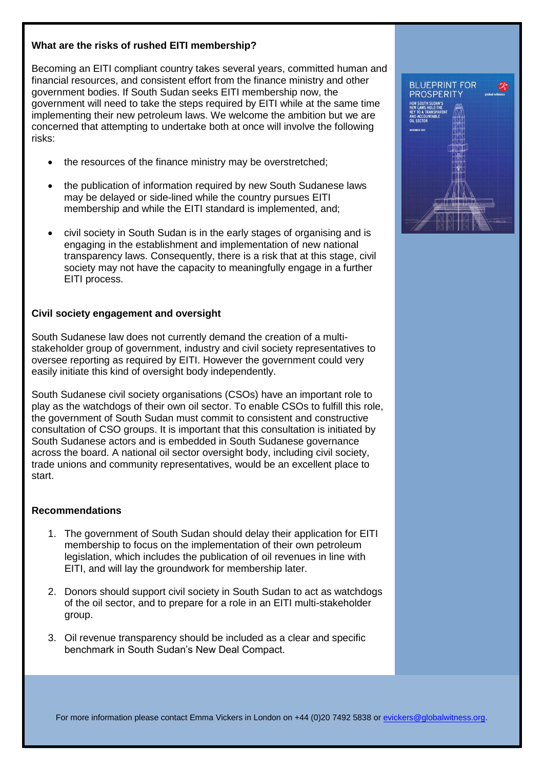### What are the risks of rushed EITI membership?

Becoming an EITI compliant country takes several years, committed human and financial resources, and consistent effort from the finance ministry and other government bodies. If South Sudan seeks EITI membership now, the government will need to take the steps required by EITI while at the same time implementing their new petroleum laws. We welcome the ambition but we are concerned that attempting to undertake both at once will involve the following risks:

- the resources of the finance ministry may be overstretched;
- the publication of information required by new South Sudanese laws may be delayed or side-lined while the country pursues EITI membership and while the EITI standard is implemented, and;
- civil society in South Sudan is in the early stages of organising and is engaging in the establishment and implementation of new national transparency laws. Consequently, there is a risk that at this stage, civil society may not have the capacity to meaningfully engage in a further EITI process.

### Civil society engagement and oversight

South Sudanese law does not currently demand the creation of a multi-stakeholder group of government, industry and civil society representatives to oversee reporting as required by EITI. However the government could very easily initiate this kind of oversight body independently.

South Sudanese civil society organisations (CSOs) have an important role to play as the watchdogs of their own oil sector. To enable CSOs to fulfill this role, the government of South Sudan must commit to consistent and constructive consultation of CSO groups. It is important that this consultation is initiated by South Sudanese actors and is embedded in South Sudanese governance across the board. A national oil sector oversight body, including civil society, trade unions and community representatives, would be an excellent place to start.

### Recommendations

1. The government of South Sudan should delay their application for EITI membership to focus on the implementation of their own petroleum legislation, which includes the publication of oil revenues in line with EITI, and will lay the groundwork for membership later.
2. Donors should support civil society in South Sudan to act as watchdogs of the oil sector, and to prepare for a role in an EITI multi-stakeholder group.
3. Oil revenue transparency should be included as a clear and specific benchmark in South Sudan's New Deal Compact.

BLUEPRINT FOR PROSPERITY

HOW SOUTH SUDAN'S NEW LAWS HOLD THE KEY TO A TRANSPARENT AND ACCOUNTABLE OIL SECTOR

NOVEMBER 2012

global witness

For more information please contact Emma Vickers in London on +44 (0)20 7492 5838 or evickers@globalwitness.org.